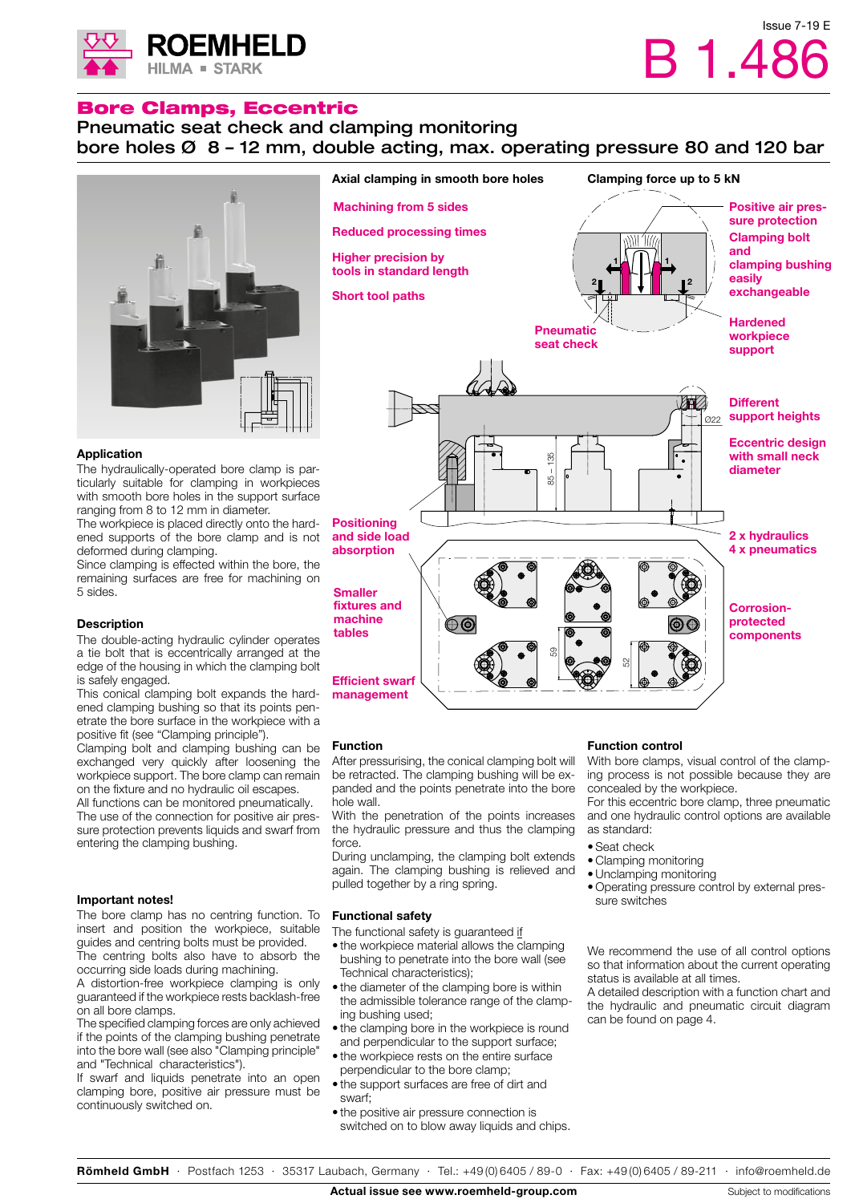Issue 7-19 E

# B 1.486

## Bore Clamps, Eccentric

### Pneumatic seat check and clamping monitoring
### bore holes Ø 8 – 12 mm, double acting, max. operating pressure 80 and 120 bar

**Axial clamping in smooth bore holes**

**Clamping force up to 5 kN**

- Machining from 5 sides
- Reduced processing times
- Higher precision by tools in standard length
- Short tool paths
- Pneumatic seat check
- Positive air pressure protection
- Clamping bolt and clamping bushing easily exchangeable
- Hardened workpiece support
- Different support heights
- Eccentric design with small neck diameter
- 2 x hydraulics
- 4 x pneumatics
- Positioning and side load absorption
- Smaller fixtures and machine tables
- Corrosion-protected components
- Efficient swarf management

### Application

The hydraulically-operated bore clamp is particularly suitable for clamping in workpieces with smooth bore holes in the support surface ranging from 8 to 12 mm in diameter.

The workpiece is placed directly onto the hardened supports of the bore clamp and is not deformed during clamping.

Since clamping is effected within the bore, the remaining surfaces are free for machining on 5 sides.

### Description

The double-acting hydraulic cylinder operates a tie bolt that is eccentrically arranged at the edge of the housing in which the clamping bolt is safely engaged.

This conical clamping bolt expands the hardened clamping bushing so that its points penetrate the bore surface in the workpiece with a positive fit (see "Clamping principle").

Clamping bolt and clamping bushing can be exchanged very quickly after loosening the workpiece support. The bore clamp can remain on the fixture and no hydraulic oil escapes.

All functions can be monitored pneumatically.

The use of the connection for positive air pressure protection prevents liquids and swarf from entering the clamping bushing.

### Important notes!

The bore clamp has no centring function. To insert and position the workpiece, suitable guides and centring bolts must be provided.

The centring bolts also have to absorb the occurring side loads during machining.

A distortion-free workpiece clamping is only guaranteed if the workpiece rests backlash-free on all bore clamps.

The specified clamping forces are only achieved if the points of the clamping bushing penetrate into the bore wall (see also "Clamping principle" and "Technical characteristics").

If swarf and liquids penetrate into an open clamping bore, positive air pressure must be continuously switched on.

### Function

After pressurising, the conical clamping bolt will be retracted. The clamping bushing will be expanded and the points penetrate into the bore hole wall.

With the penetration of the points increases the hydraulic pressure and thus the clamping force.

During unclamping, the clamping bolt extends again. The clamping bushing is relieved and pulled together by a ring spring.

### Functional safety

The functional safety is guaranteed if

- the workpiece material allows the clamping bushing to penetrate into the bore wall (see Technical characteristics);
- the diameter of the clamping bore is within the admissible tolerance range of the clamping bushing used;
- the clamping bore in the workpiece is round and perpendicular to the support surface;
- the workpiece rests on the entire surface perpendicular to the bore clamp;
- the support surfaces are free of dirt and swarf;
- the positive air pressure connection is switched on to blow away liquids and chips.

### Function control

With bore clamps, visual control of the clamping process is not possible because they are concealed by the workpiece.

For this eccentric bore clamp, three pneumatic and one hydraulic control options are available as standard:

- Seat check
- Clamping monitoring
- Unclamping monitoring
- Operating pressure control by external pressure switches

We recommend the use of all control options so that information about the current operating status is available at all times.

A detailed description with a function chart and the hydraulic and pneumatic circuit diagram can be found on page 4.

**Römheld GmbH** · Postfach 1253 · 35317 Laubach, Germany · Tel.: +49 (0) 6405 / 89-0 · Fax: +49 (0) 6405 / 89-211 · info@roemheld.de

**Actual issue see www.roemheld-group.com** Subject to modifications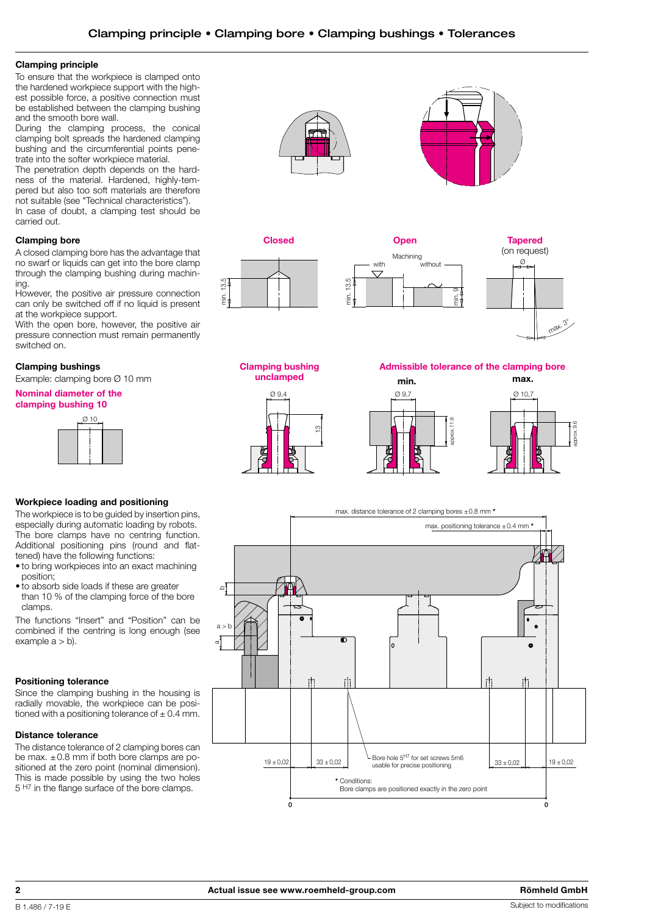# Clamping principle • Clamping bore • Clamping bushings • Tolerances

### Clamping principle

To ensure that the workpiece is clamped onto the hardened workpiece support with the highest possible force, a positive connection must be established between the clamping bushing and the smooth bore wall.

During the clamping process, the conical clamping bolt spreads the hardened clamping bushing and the circumferential points penetrate into the softer workpiece material.

The penetration depth depends on the hardness of the material. Hardened, highly-tempered but also too soft materials are therefore not suitable (see "Technical characteristics").

In case of doubt, a clamping test should be carried out.

### Clamping bore

A closed clamping bore has the advantage that no swarf or liquids can get into the bore clamp through the clamping bushing during machining.

However, the positive air pressure connection can only be switched off if no liquid is present at the workpiece support.

With the open bore, however, the positive air pressure connection must remain permanently switched on.

**Closed** — min. 13.5

**Open** — Machining with / without — min. 13.5 / min. 9

**Tapered** (on request) — Ø — max. 3°

### Clamping bushings

Example: clamping bore Ø 10 mm

**Nominal diameter of the clamping bushing 10** — Ø 10

**Clamping bushing unclamped** — Ø 9.4 — 13

**Admissible tolerance of the clamping bore**

**min.** — Ø 9.7 — approx. 11.9

**max.** — Ø 10.7 — approx. 9.6

### Workpiece loading and positioning

The workpiece is to be guided by insertion pins, especially during automatic loading by robots. The bore clamps have no centring function. Additional positioning pins (round and flattened) have the following functions:

- to bring workpieces into an exact machining position;
- to absorb side loads if these are greater than 10 % of the clamping force of the bore clamps.

The functions "Insert" and "Position" can be combined if the centring is long enough (see example a > b).

### Positioning tolerance

Since the clamping bushing in the housing is radially movable, the workpiece can be positioned with a positioning tolerance of ± 0.4 mm.

### Distance tolerance

The distance tolerance of 2 clamping bores can be max. ±0.8 mm if both bore clamps are positioned at the zero point (nominal dimension). This is made possible by using the two holes 5 H7 in the flange surface of the bore clamps.

max. distance tolerance of 2 clamping bores ±0.8 mm *

max. positioning tolerance ±0.4 mm *

b; a > b; a

19 ± 0.02 — 33 ± 0.02 — Bore hole 5H7 for set screws 5m6 usable for precise positioning — 33 ± 0.02 — 19 ± 0.02

\* Conditions:
Bore clamps are positioned exactly in the zero point

0 — 0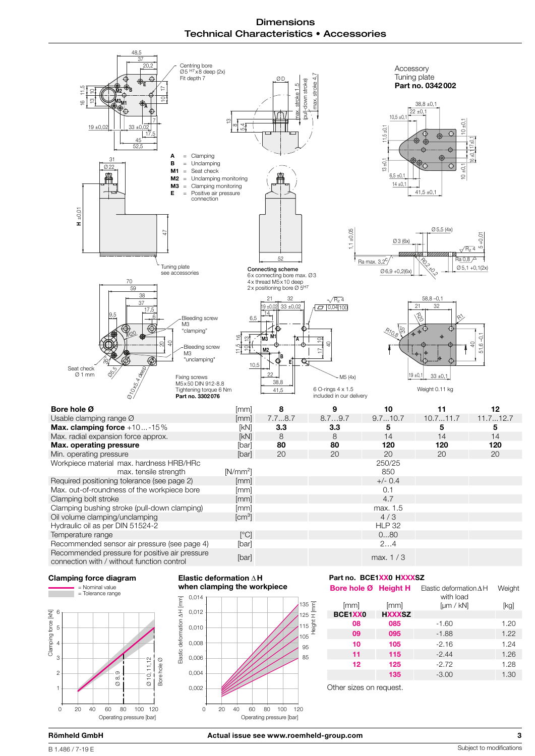# Dimensions
## Technical Characteristics • Accessories

Centring bore Ø5 H7 x 8 deep (2x)
Fit depth 7

A = Clamping
B = Unclamping
M1 = Seat check
M2 = Unclamping monitoring
M3 = Clamping monitoring
E = Positive air pressure connection

Tuning plate see accessories

**Accessory**
Tuning plate
**Part no. 0342 002**

Connecting scheme
6 x connecting bore max. Ø3
4 x thread M5 x 10 deep
2 x positioning bore Ø 5 H7

Bleeding screw M3 "clamping"
Bleeding screw M3 "unclamping"
Seat check Ø 1 mm

Fixing screws
M5 x 50 DIN 912-8.8
Tightening torque 6 Nm
**Part no. 3302 076**

6 O-rings 4 x 1.5
included in our delivery

Weight 0.11 kg

| **Bore hole Ø** | [mm] | **8** | **9** | **10** | **11** | **12** |
|---|---|---|---|---|---|---|
| Usable clamping range Ø | [mm] | 7.7...8.7 | 8.7...9.7 | 9.7...10.7 | 10.7...11.7 | 11.7...12.7 |
| **Max. clamping force** +10...-15 % | [kN] | **3.3** | **3.3** | **5** | **5** | **5** |
| Max. radial expansion force approx. | [kN] | 8 | 8 | 14 | 14 | 14 |
| **Max. operating pressure** | [bar] | **80** | **80** | **120** | **120** | **120** |
| Min. operating pressure | [bar] | 20 | 20 | 20 | 20 | 20 |
| Workpiece material max. hardness HRB/HRc | | | | 250/25 | | |
| max. tensile strength | [N/mm²] | | | 850 | | |
| Required positioning tolerance (see page 2) | [mm] | | | +/- 0.4 | | |
| Max. out-of-roundness of the workpiece bore | [mm] | | | 0.1 | | |
| Clamping bolt stroke | [mm] | | | 4.7 | | |
| Clamping bushing stroke (pull-down clamping) | [mm] | | | max. 1.5 | | |
| Oil volume clamping/unclamping | [cm³] | | | 4 / 3 | | |
| Hydraulic oil as per DIN 51524-2 | | | | HLP 32 | | |
| Temperature range | [°C] | | | 0...80 | | |
| Recommended sensor air pressure (see page 4) | [bar] | | | 2...4 | | |
| Recommended pressure for positive air pressure connection with / without function control | [bar] | | | max. 1 / 3 | | |

### Clamping force diagram

— = Nominal value
▬ = Tolerance range

### Elastic deformation ΔH when clamping the workpiece

### Part no. BCE1XX0 HXXXSZ

| Bore hole Ø | Height H | Elastic deformation ΔH with load | Weight |
|---|---|---|---|
| [mm] | [mm] | [µm / kN] | [kg] |
| BCE1XX0 | HXXXSZ | | |
| 08 | 085 | -1.60 | 1.20 |
| 09 | 095 | -1.88 | 1.22 |
| 10 | 105 | -2.16 | 1.24 |
| 11 | 115 | -2.44 | 1.26 |
| 12 | 125 | -2.72 | 1.28 |
| | 135 | -3.00 | 1.30 |

Other sizes on request.

Römheld GmbH — Actual issue see www.roemheld-group.com

B 1.486 / 7-19 E — Subject to modifications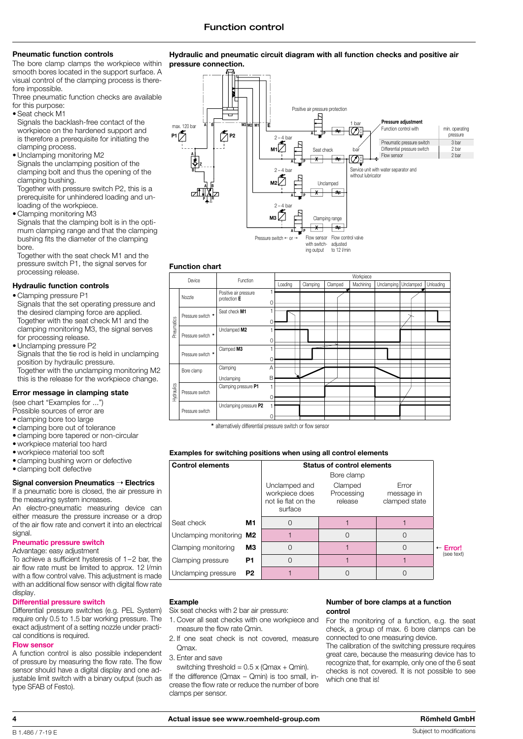# Function control

## Pneumatic function controls

The bore clamp clamps the workpiece within smooth bores located in the support surface. A visual control of the clamping process is therefore impossible.

Three pneumatic function checks are available for this purpose:

- Seat check M1
  Signals the backlash-free contact of the workpiece on the hardened support and is therefore a prerequisite for initiating the clamping process.
- Unclamping monitoring M2
  Signals the unclamping position of the clamping bolt and thus the opening of the clamping bushing.
  Together with pressure switch P2, this is a prerequisite for unhindered loading and unloading of the workpiece.
- Clamping monitoring M3
  Signals that the clamping bolt is in the optimum clamping range and that the clamping bushing fits the diameter of the clamping bore.
  Together with the seat check M1 and the pressure switch P1, the signal serves for processing release.

## Hydraulic function controls

- Clamping pressure P1
  Signals that the set operating pressure and the desired clamping force are applied.
  Together with the seat check M1 and the clamping monitoring M3, the signal serves for processing release.
- Unclamping pressure P2
  Signals that the tie rod is held in unclamping position by hydraulic pressure.
  Together with the unclamping monitoring M2 this is the release for the workpiece change.

## Error message in clamping state

(see chart "Examples for ...")

Possible sources of error are

- clamping bore too large
- clamping bore out of tolerance
- clamping bore tapered or non-circular
- workpiece material too hard
- workpiece material too soft
- clamping bushing worn or defective
- clamping bolt defective

## Signal conversion Pneumatics → Electrics

If a pneumatic bore is closed, the air pressure in the measuring system increases.

An electro-pneumatic measuring device can either measure the pressure increase or a drop of the air flow rate and convert it into an electrical signal.

**Pneumatic pressure switch**

Advantage: easy adjustment

To achieve a sufficient hysteresis of 1 – 2 bar, the air flow rate must be limited to approx. 12 l/min with a flow control valve. This adjustment is made with an additional flow sensor with digital flow rate display.

**Differential pressure switch**

Differential pressure switches (e.g. PEL System) require only 0.5 to 1.5 bar working pressure. The exact adjustment of a setting nozzle under practical conditions is required.

**Flow sensor**

A function control is also possible independent of pressure by measuring the flow rate. The flow sensor should have a digital display and one adjustable limit switch with a binary output (such as type SFAB of Festo).

## Hydraulic and pneumatic circuit diagram with all function checks and positive air pressure connection.

max. 120 bar
P1
P2
A B
M3 M2 M1
E
Z
Positive air pressure protection
1 bar
2 – 4 bar
M1
Seat check
bar
2 – 4 bar
M2
Unclamped
2 – 4 bar
M3
Clamping range
Service unit with water separator and without lubricator
Pressure switch ← or →
Flow sensor with switching output
Flow control valve adjusted to 12 l/min

**Pressure adjustment**

| Function control with | min. operating pressure |
|---|---|
| Pneumatic pressure switch | 3 bar |
| Differential pressure switch | 2 bar |
| Flow sensor | 2 bar |

## Function chart

Device | Function | Workpiece: Loading, Clamping, Clamped, Machining, Unclamping, Unclamped, Unloading

Pneumatics: Nozzle – Positive air pressure protection E (1/0); Pressure switch * – Seat check M1 (1/0); Pressure switch * – Unclamped M2 (1/0); Pressure switch * – Clamped M3 (1/0)

Hydraulics: Bore clamp – Clamping A / Unclamping B; Pressure switch – Clamping pressure P1 (1/0); Pressure switch – Unclamping pressure P2 (1/0)

\* alternatively differential pressure switch or flow sensor

## Examples for switching positions when using all control elements

| Control elements | | Status of control elements | | |
|---|---|---|---|---|
| | | Bore clamp | | |
| | | Unclamped and workpiece does not lie flat on the surface | Clamped Processing release | Error message in clamped state |
| Seat check | M1 | 0 | 1 | 1 |
| Unclamping monitoring | M2 | 1 | 0 | 0 |
| Clamping monitoring | M3 | 0 | 1 | 0 ← **Error!** (see text) |
| Clamping pressure | P1 | 0 | 1 | 1 |
| Unclamping pressure | P2 | 1 | 0 | 0 |

## Example

Six seat checks with 2 bar air pressure:

1. Cover all seat checks with one workpiece and measure the flow rate Qmin.
2. If one seat check is not covered, measure Qmax.
3. Enter and save
   switching threshold = 0.5 x (Qmax + Qmin).

If the difference (Qmax – Qmin) is too small, increase the flow rate or reduce the number of bore clamps per sensor.

## Number of bore clamps at a function control

For the monitoring of a function, e.g. the seat check, a group of max. 6 bore clamps can be connected to one measuring device.

The calibration of the switching pressure requires great care, because the measuring device has to recognize that, for example, only one of the 6 seat checks is not covered. It is not possible to see which one that is!

Actual issue see www.roemheld-group.com

Römheld GmbH

B 1.486 / 7-19 E

Subject to modifications